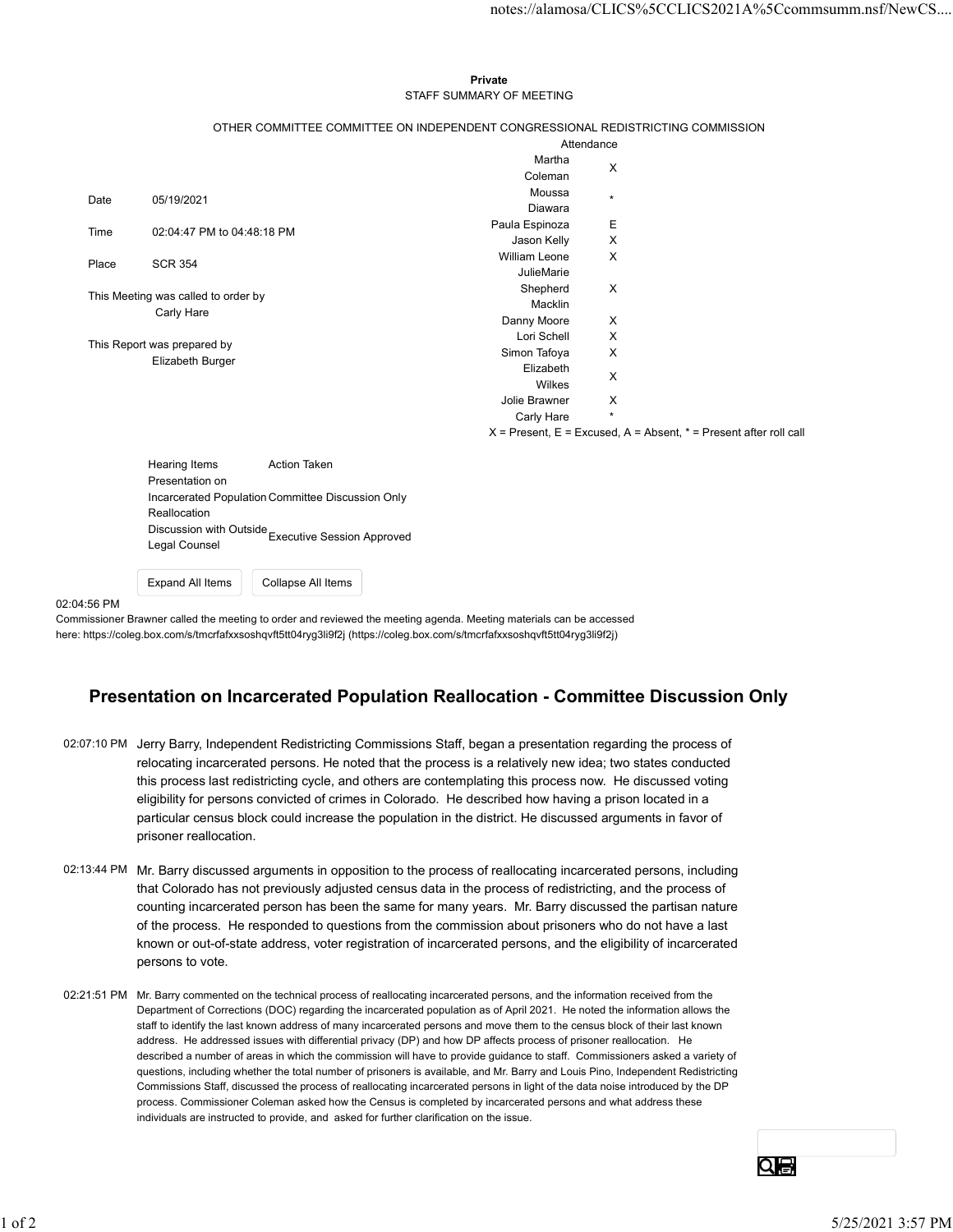**Private**

STAFF SUMMARY OF MEETING

OTHER COMMITTEE COMMITTEE ON INDEPENDENT CONGRESSIONAL REDISTRICTING COMMISSION

| | |
|---|---|
| Date | 05/19/2021 |
| Time | 02:04:47 PM to 04:48:18 PM |
| Place | SCR 354 |

This Meeting was called to order by
Carly Hare

This Report was prepared by
Elizabeth Burger

| Attendance | |
|---|---|
| Martha Coleman | X |
| Moussa Diawara | * |
| Paula Espinoza | E |
| Jason Kelly | X |
| William Leone | X |
| JulieMarie Shepherd Macklin | X |
| Danny Moore | X |
| Lori Schell | X |
| Simon Tafoya | X |
| Elizabeth Wilkes | X |
| Jolie Brawner | X |
| Carly Hare | * |

X = Present, E = Excused, A = Absent, * = Present after roll call

| Hearing Items | Action Taken |
|---|---|
| Presentation on Incarcerated Population Reallocation | Committee Discussion Only |
| Discussion with Outside Legal Counsel | Executive Session Approved |

02:04:56 PM
Commissioner Brawner called the meeting to order and reviewed the meeting agenda. Meeting materials can be accessed here: https://coleg.box.com/s/tmcrfafxxsoshqvft5tt04ryg3li9f2j (https://coleg.box.com/s/tmcrfafxxsoshqvft5tt04ryg3li9f2j)

## Presentation on Incarcerated Population Reallocation - Committee Discussion Only

02:07:10 PM Jerry Barry, Independent Redistricting Commissions Staff, began a presentation regarding the process of relocating incarcerated persons. He noted that the process is a relatively new idea; two states conducted this process last redistricting cycle, and others are contemplating this process now. He discussed voting eligibility for persons convicted of crimes in Colorado. He described how having a prison located in a particular census block could increase the population in the district. He discussed arguments in favor of prisoner reallocation.

02:13:44 PM Mr. Barry discussed arguments in opposition to the process of reallocating incarcerated persons, including that Colorado has not previously adjusted census data in the process of redistricting, and the process of counting incarcerated person has been the same for many years. Mr. Barry discussed the partisan nature of the process. He responded to questions from the commission about prisoners who do not have a last known or out-of-state address, voter registration of incarcerated persons, and the eligibility of incarcerated persons to vote.

02:21:51 PM Mr. Barry commented on the technical process of reallocating incarcerated persons, and the information received from the Department of Corrections (DOC) regarding the incarcerated population as of April 2021. He noted the information allows the staff to identify the last known address of many incarcerated persons and move them to the census block of their last known address. He addressed issues with differential privacy (DP) and how DP affects process of prisoner reallocation. He described a number of areas in which the commission will have to provide guidance to staff. Commissioners asked a variety of questions, including whether the total number of prisoners is available, and Mr. Barry and Louis Pino, Independent Redistricting Commissions Staff, discussed the process of reallocating incarcerated persons in light of the data noise introduced by the DP process. Commissioner Coleman asked how the Census is completed by incarcerated persons and what address these individuals are instructed to provide, and asked for further clarification on the issue.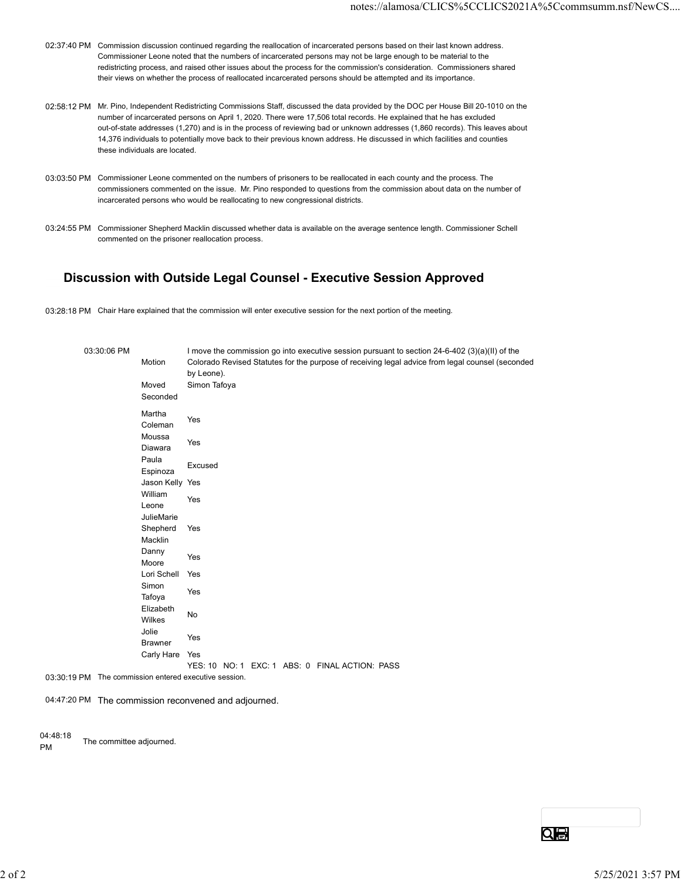02:37:40 PM Commission discussion continued regarding the reallocation of incarcerated persons based on their last known address. Commissioner Leone noted that the numbers of incarcerated persons may not be large enough to be material to the redistricting process, and raised other issues about the process for the commission's consideration. Commissioners shared their views on whether the process of reallocated incarcerated persons should be attempted and its importance.

02:58:12 PM Mr. Pino, Independent Redistricting Commissions Staff, discussed the data provided by the DOC per House Bill 20-1010 on the number of incarcerated persons on April 1, 2020. There were 17,506 total records. He explained that he has excluded out-of-state addresses (1,270) and is in the process of reviewing bad or unknown addresses (1,860 records). This leaves about 14,376 individuals to potentially move back to their previous known address. He discussed in which facilities and counties these individuals are located.

03:03:50 PM Commissioner Leone commented on the numbers of prisoners to be reallocated in each county and the process. The commissioners commented on the issue. Mr. Pino responded to questions from the commission about data on the number of incarcerated persons who would be reallocating to new congressional districts.

03:24:55 PM Commissioner Shepherd Macklin discussed whether data is available on the average sentence length. Commissioner Schell commented on the prisoner reallocation process.

## Discussion with Outside Legal Counsel - Executive Session Approved

03:28:18 PM Chair Hare explained that the commission will enter executive session for the next portion of the meeting.

03:30:06 PM

| | |
|---|---|
| Motion | I move the commission go into executive session pursuant to section 24-6-402 (3)(a)(II) of the Colorado Revised Statutes for the purpose of receiving legal advice from legal counsel (seconded by Leone). |
| Moved | Simon Tafoya |
| Seconded | |
| Martha Coleman | Yes |
| Moussa Diawara | Yes |
| Paula Espinoza | Excused |
| Jason Kelly | Yes |
| William Leone | Yes |
| JulieMarie Shepherd Macklin | Yes |
| Danny Moore | Yes |
| Lori Schell | Yes |
| Simon Tafoya | Yes |
| Elizabeth Wilkes | No |
| Jolie Brawner | Yes |
| Carly Hare | Yes |
| | YES: 10 NO: 1 EXC: 1 ABS: 0 FINAL ACTION: PASS |

03:30:19 PM The commission entered executive session.

04:47:20 PM The commission reconvened and adjourned.

04:48:18 PM The committee adjourned.